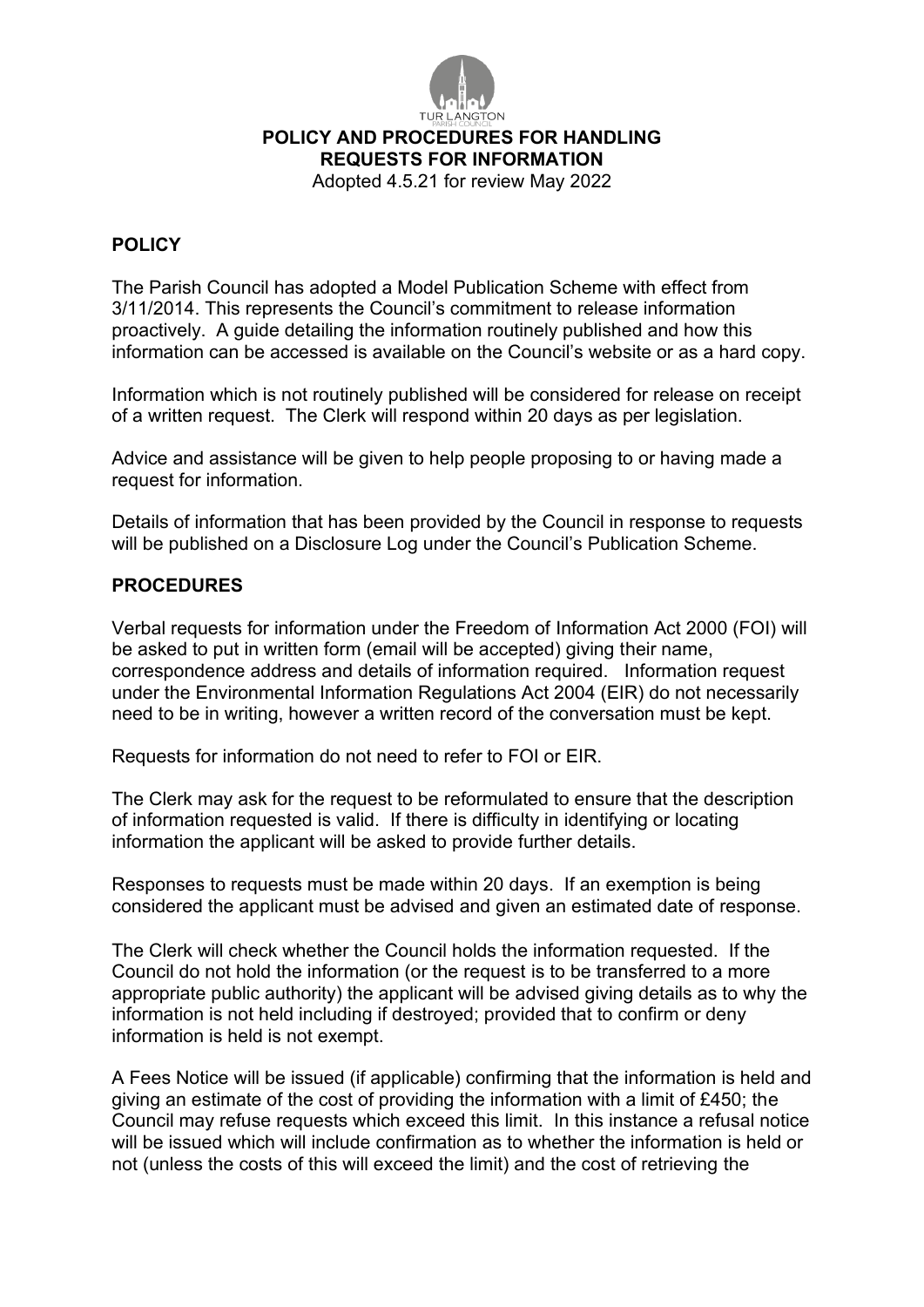**POLICY AND PROCEDURES FOR HANDLING REQUESTS FOR INFORMATION**

Adopted 4.5.21 for review May 2022

## POLICY

The Parish Council has adopted a Model Publication Scheme with effect from 3/11/2014. This represents the Council's commitment to release information proactively. A guide detailing the information routinely published and how this information can be accessed is available on the Council's website or as a hard copy.

Information which is not routinely published will be considered for release on receipt of a written request. The Clerk will respond within 20 days as per legislation.

Advice and assistance will be given to help people proposing to or having made a request for information.

Details of information that has been provided by the Council in response to requests will be published on a Disclosure Log under the Council's Publication Scheme.

## PROCEDURES

Verbal requests for information under the Freedom of Information Act 2000 (FOI) will be asked to put in written form (email will be accepted) giving their name, correspondence address and details of information required. Information request under the Environmental Information Regulations Act 2004 (EIR) do not necessarily need to be in writing, however a written record of the conversation must be kept.

Requests for information do not need to refer to FOI or EIR.

The Clerk may ask for the request to be reformulated to ensure that the description of information requested is valid. If there is difficulty in identifying or locating information the applicant will be asked to provide further details.

Responses to requests must be made within 20 days. If an exemption is being considered the applicant must be advised and given an estimated date of response.

The Clerk will check whether the Council holds the information requested. If the Council do not hold the information (or the request is to be transferred to a more appropriate public authority) the applicant will be advised giving details as to why the information is not held including if destroyed; provided that to confirm or deny information is held is not exempt.

A Fees Notice will be issued (if applicable) confirming that the information is held and giving an estimate of the cost of providing the information with a limit of £450; the Council may refuse requests which exceed this limit. In this instance a refusal notice will be issued which will include confirmation as to whether the information is held or not (unless the costs of this will exceed the limit) and the cost of retrieving the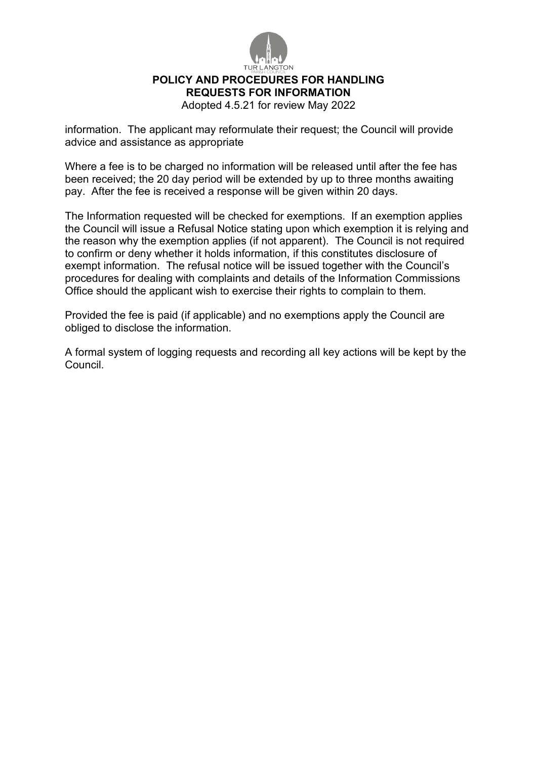information. The applicant may reformulate their request; the Council will provide advice and assistance as appropriate

Where a fee is to be charged no information will be released until after the fee has been received; the 20 day period will be extended by up to three months awaiting pay. After the fee is received a response will be given within 20 days.

The Information requested will be checked for exemptions. If an exemption applies the Council will issue a Refusal Notice stating upon which exemption it is relying and the reason why the exemption applies (if not apparent). The Council is not required to confirm or deny whether it holds information, if this constitutes disclosure of exempt information. The refusal notice will be issued together with the Council's procedures for dealing with complaints and details of the Information Commissions Office should the applicant wish to exercise their rights to complain to them.

Provided the fee is paid (if applicable) and no exemptions apply the Council are obliged to disclose the information.

A formal system of logging requests and recording all key actions will be kept by the Council.